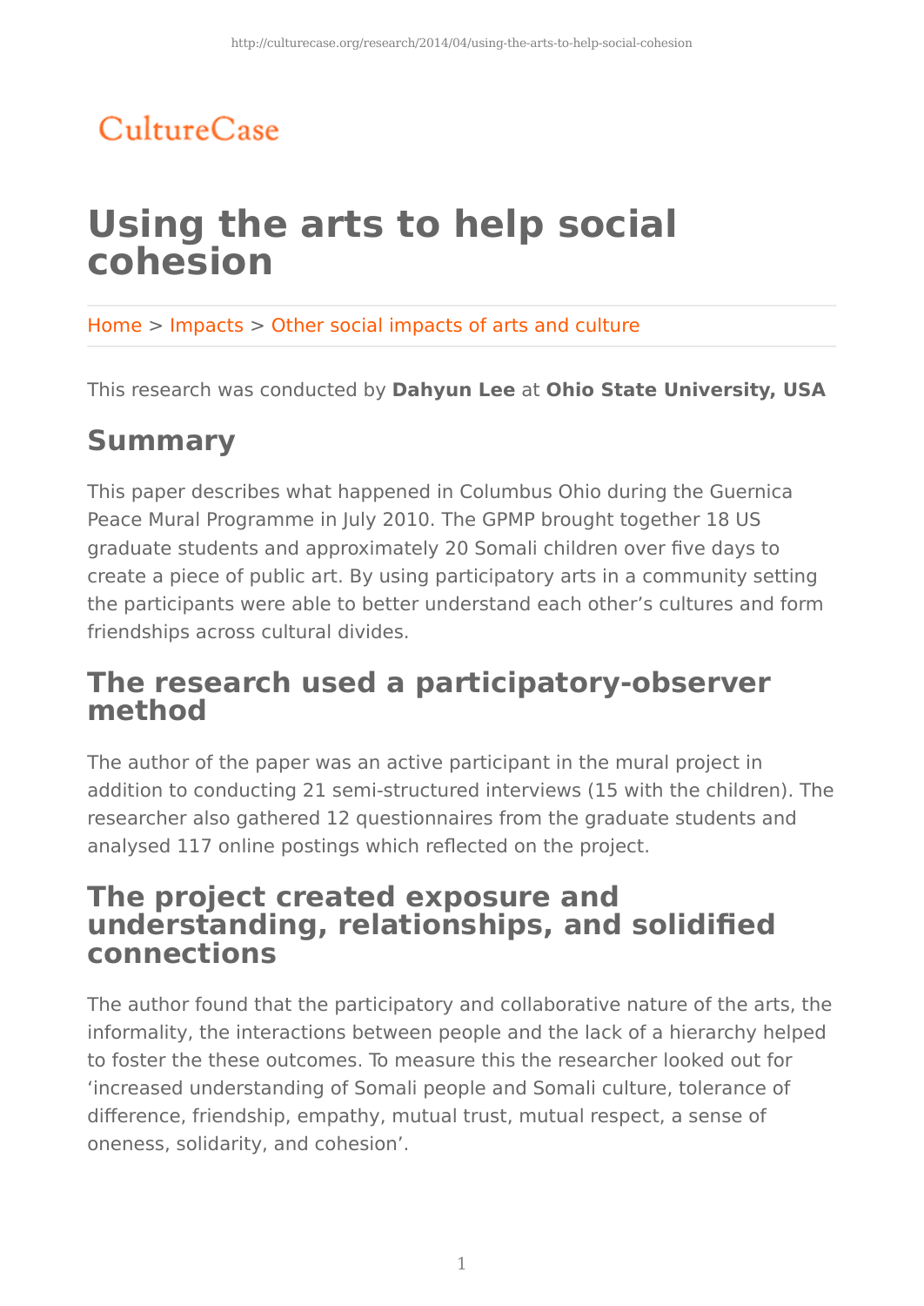CultureCase

# Using the arts to help social cohesion

Home > Impacts > Other social impacts of arts and culture

This research was conducted by **Dahyun Lee** at **Ohio State University, USA**

## Summary

This paper describes what happened in Columbus Ohio during the Guernica Peace Mural Programme in July 2010. The GPMP brought together 18 US graduate students and approximately 20 Somali children over five days to create a piece of public art. By using participatory arts in a community setting the participants were able to better understand each other's cultures and form friendships across cultural divides.

## The research used a participatory-observer method

The author of the paper was an active participant in the mural project in addition to conducting 21 semi-structured interviews (15 with the children). The researcher also gathered 12 questionnaires from the graduate students and analysed 117 online postings which reflected on the project.

## The project created exposure and understanding, relationships, and solidified connections

The author found that the participatory and collaborative nature of the arts, the informality, the interactions between people and the lack of a hierarchy helped to foster the these outcomes. To measure this the researcher looked out for 'increased understanding of Somali people and Somali culture, tolerance of difference, friendship, empathy, mutual trust, mutual respect, a sense of oneness, solidarity, and cohesion'.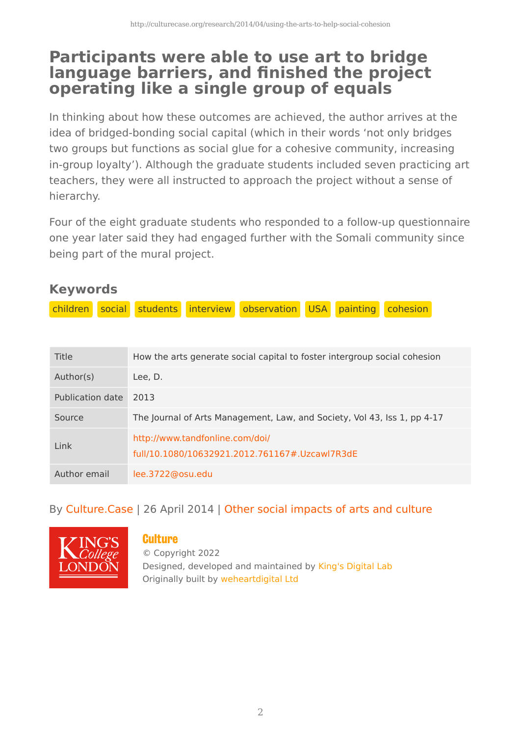# Participants were able to use art to bridge language barriers, and finished the project operating like a single group of equals

In thinking about how these outcomes are achieved, the author arrives at the idea of bridged-bonding social capital (which in their words 'not only bridges two groups but functions as social glue for a cohesive community, increasing in-group loyalty'). Although the graduate students included seven practicing art teachers, they were all instructed to approach the project without a sense of hierarchy.

Four of the eight graduate students who responded to a follow-up questionnaire one year later said they had engaged further with the Somali community since being part of the mural project.

## Keywords

children social students interview observation USA painting cohesion

| | |
|---|---|
| Title | How the arts generate social capital to foster intergroup social cohesion |
| Author(s) | Lee, D. |
| Publication date | 2013 |
| Source | The Journal of Arts Management, Law, and Society, Vol 43, Iss 1, pp 4-17 |
| Link | http://www.tandfonline.com/doi/full/10.1080/10632921.2012.761167#.Uzcawl7R3dE |
| Author email | lee.3722@osu.edu |

By Culture.Case | 26 April 2014 | Other social impacts of arts and culture

KING'S College LONDON

Culture

© Copyright 2022

Designed, developed and maintained by King's Digital Lab

Originally built by weheartdigital Ltd